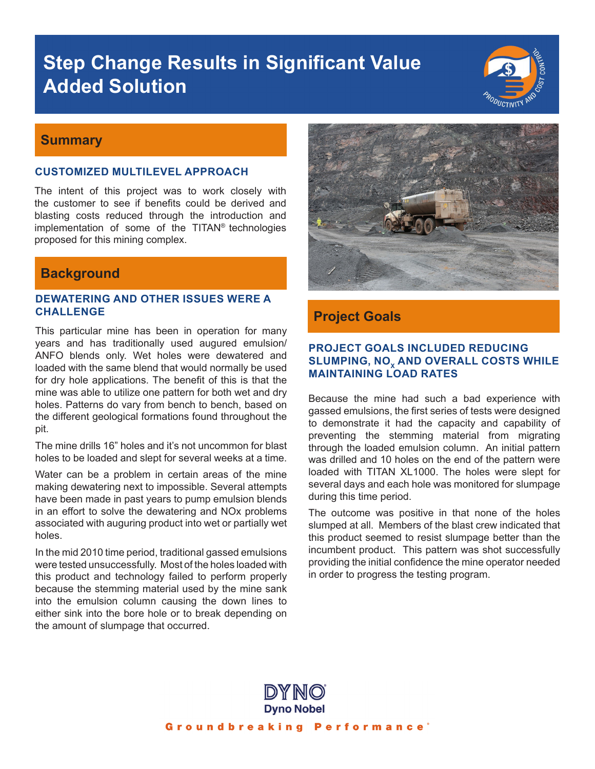# Step Change Results in Significant Value Added Solution

## Summary

### CUSTOMIZED MULTILEVEL APPROACH

The intent of this project was to work closely with the customer to see if benefits could be derived and blasting costs reduced through the introduction and implementation of some of the TITAN® technologies proposed for this mining complex.

## Background

### DEWATERING AND OTHER ISSUES WERE A CHALLENGE

This particular mine has been in operation for many years and has traditionally used augured emulsion/ANFO blends only. Wet holes were dewatered and loaded with the same blend that would normally be used for dry hole applications. The benefit of this is that the mine was able to utilize one pattern for both wet and dry holes. Patterns do vary from bench to bench, based on the different geological formations found throughout the pit.

The mine drills 16" holes and it's not uncommon for blast holes to be loaded and slept for several weeks at a time.

Water can be a problem in certain areas of the mine making dewatering next to impossible. Several attempts have been made in past years to pump emulsion blends in an effort to solve the dewatering and NOx problems associated with auguring product into wet or partially wet holes.

In the mid 2010 time period, traditional gassed emulsions were tested unsuccessfully. Most of the holes loaded with this product and technology failed to perform properly because the stemming material used by the mine sank into the emulsion column causing the down lines to either sink into the bore hole or to break depending on the amount of slumpage that occurred.

## Project Goals

### PROJECT GOALS INCLUDED REDUCING SLUMPING, $NO_x$ AND OVERALL COSTS WHILE MAINTAINING LOAD RATES

Because the mine had such a bad experience with gassed emulsions, the first series of tests were designed to demonstrate it had the capacity and capability of preventing the stemming material from migrating through the loaded emulsion column. An initial pattern was drilled and 10 holes on the end of the pattern were loaded with TITAN XL1000. The holes were slept for several days and each hole was monitored for slumpage during this time period.

The outcome was positive in that none of the holes slumped at all. Members of the blast crew indicated that this product seemed to resist slumpage better than the incumbent product. This pattern was shot successfully providing the initial confidence the mine operator needed in order to progress the testing program.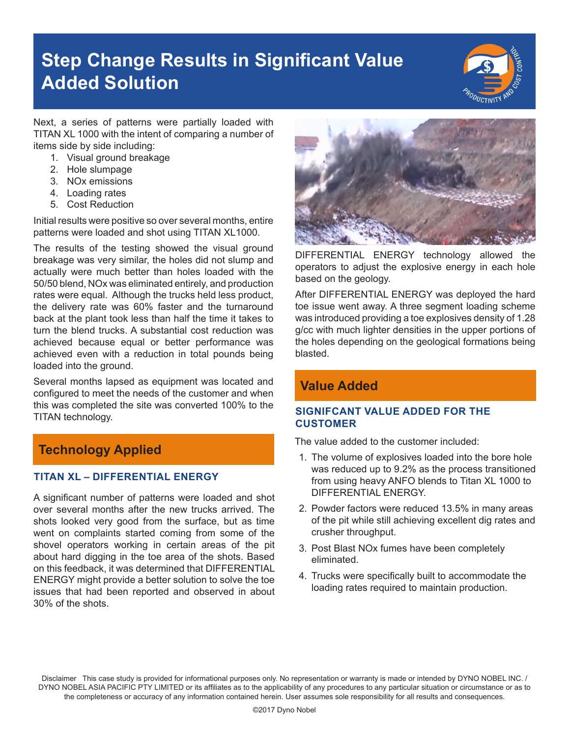# Step Change Results in Significant Value Added Solution

Next, a series of patterns were partially loaded with TITAN XL 1000 with the intent of comparing a number of items side by side including:

1. Visual ground breakage
2. Hole slumpage
3. NOx emissions
4. Loading rates
5. Cost Reduction

Initial results were positive so over several months, entire patterns were loaded and shot using TITAN XL1000.

The results of the testing showed the visual ground breakage was very similar, the holes did not slump and actually were much better than holes loaded with the 50/50 blend, NOx was eliminated entirely, and production rates were equal. Although the trucks held less product, the delivery rate was 60% faster and the turnaround back at the plant took less than half the time it takes to turn the blend trucks. A substantial cost reduction was achieved because equal or better performance was achieved even with a reduction in total pounds being loaded into the ground.

Several months lapsed as equipment was located and configured to meet the needs of the customer and when this was completed the site was converted 100% to the TITAN technology.

## Technology Applied

### TITAN XL – DIFFERENTIAL ENERGY

A significant number of patterns were loaded and shot over several months after the new trucks arrived. The shots looked very good from the surface, but as time went on complaints started coming from some of the shovel operators working in certain areas of the pit about hard digging in the toe area of the shots. Based on this feedback, it was determined that DIFFERENTIAL ENERGY might provide a better solution to solve the toe issues that had been reported and observed in about 30% of the shots.

DIFFERENTIAL ENERGY technology allowed the operators to adjust the explosive energy in each hole based on the geology.

After DIFFERENTIAL ENERGY was deployed the hard toe issue went away. A three segment loading scheme was introduced providing a toe explosives density of 1.28 g/cc with much lighter densities in the upper portions of the holes depending on the geological formations being blasted.

## Value Added

### SIGNIFCANT VALUE ADDED FOR THE CUSTOMER

The value added to the customer included:

1. The volume of explosives loaded into the bore hole was reduced up to 9.2% as the process transitioned from using heavy ANFO blends to Titan XL 1000 to DIFFERENTIAL ENERGY.
2. Powder factors were reduced 13.5% in many areas of the pit while still achieving excellent dig rates and crusher throughput.
3. Post Blast NOx fumes have been completely eliminated.
4. Trucks were specifically built to accommodate the loading rates required to maintain production.

Disclaimer This case study is provided for informational purposes only. No representation or warranty is made or intended by DYNO NOBEL INC. / DYNO NOBEL ASIA PACIFIC PTY LIMITED or its affiliates as to the applicability of any procedures to any particular situation or circumstance or as to the completeness or accuracy of any information contained herein. User assumes sole responsibility for all results and consequences.

©2017 Dyno Nobel